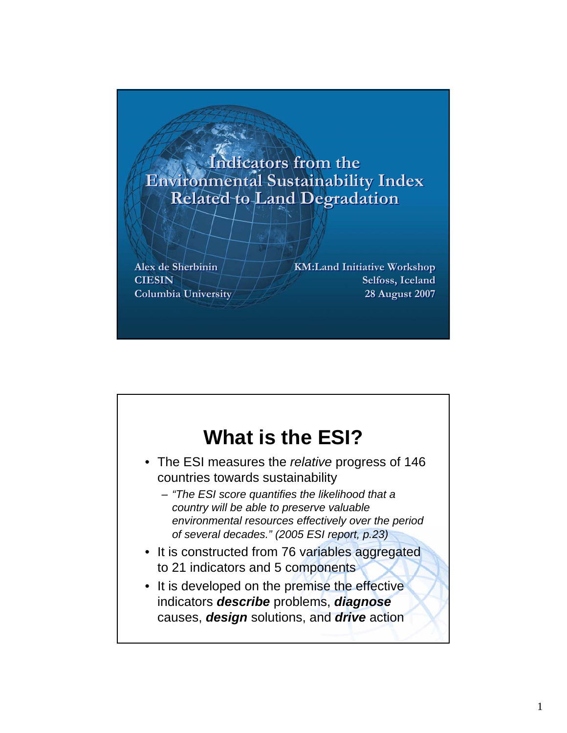# Indicators from the Environmental Sustainability Index Related to Land Degradation

Alex de Sherbinin
CIESIN
Columbia University

KM:Land Initiative Workshop
Selfoss, Iceland
28 August 2007

## What is the ESI?

- The ESI measures the *relative* progress of 146 countries towards sustainability
  - *"The ESI score quantifies the likelihood that a country will be able to preserve valuable environmental resources effectively over the period of several decades." (2005 ESI report, p.23)*
- It is constructed from 76 variables aggregated to 21 indicators and 5 components
- It is developed on the premise the effective indicators ***describe*** problems, ***diagnose*** causes, ***design*** solutions, and ***drive*** action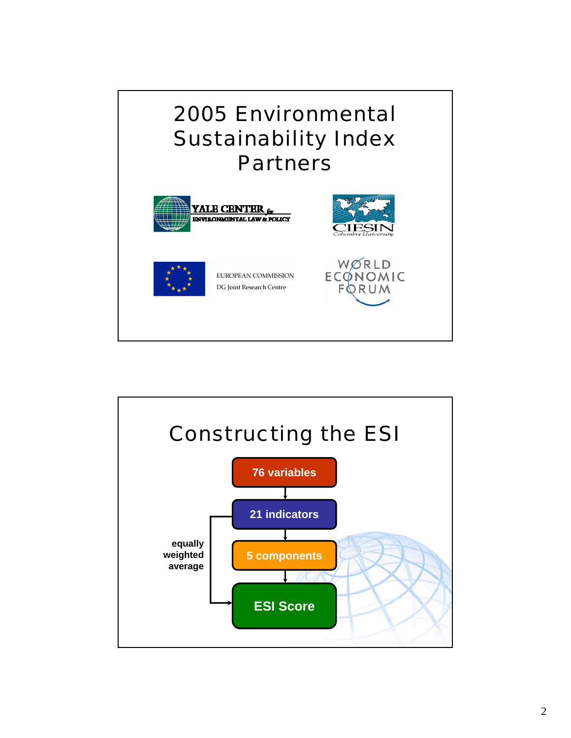# 2005 Environmental Sustainability Index Partners

YALE CENTER for ENVIRONMENTAL LAW & POLICY

CIESIN Columbia University

EUROPEAN COMMISSION
DG Joint Research Centre

WORLD ECONOMIC FORUM

# Constructing the ESI

76 variables

21 indicators

5 components

ESI Score

equally weighted average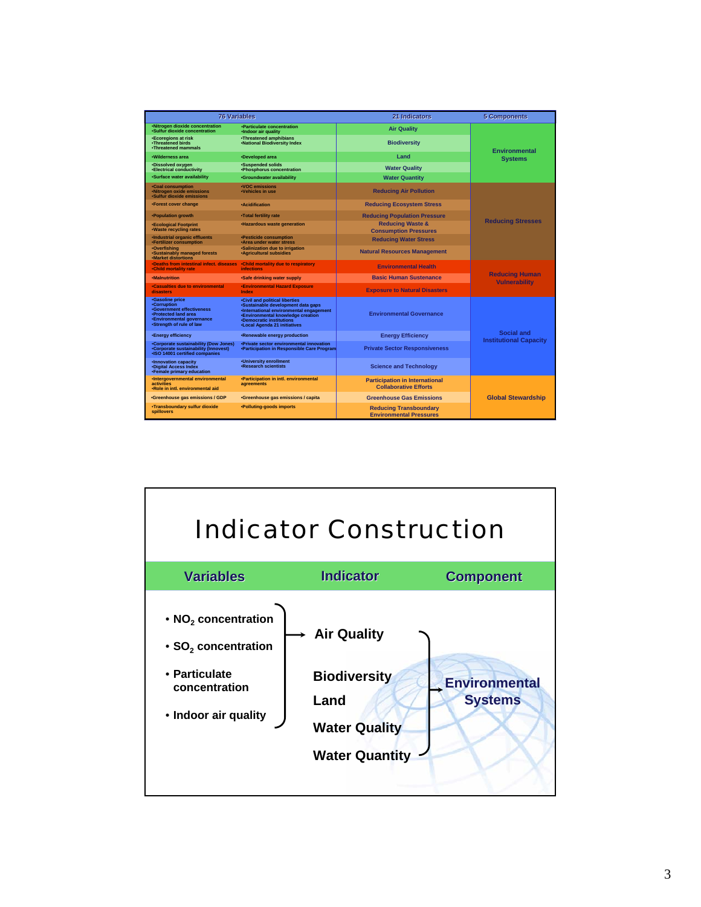| 76 Variables | | 21 Indicators | 5 Components |
|---|---|---|---|
| •Nitrogen dioxide concentration •Sulfur dioxide concentration | •Particulate concentration •Indoor air quality | Air Quality | Environmental Systems |
| •Ecoregions at risk •Threatened birds •Threatened mammals | •Threatened amphibians •National Biodiversity Index | Biodiversity | |
| •Wilderness area | •Developed area | Land | |
| •Dissolved oxygen •Electrical conductivity | •Suspended solids •Phosphorus concentration | Water Quality | |
| •Surface water availability | •Groundwater availability | Water Quantity | |
| •Coal consumption •Nitrogen oxide emissions •Sulfur dioxide emissions | •VOC emissions •Vehicles in use | Reducing Air Pollution | Reducing Stresses |
| •Forest cover change | •Acidification | Reducing Ecosystem Stress | |
| •Population growth | •Total fertility rate | Reducing Population Pressure | |
| •Ecological Footprint •Waste recycling rates | •Hazardous waste generation | Reducing Waste & Consumption Pressures | |
| •Industrial organic effluents •Fertilizer consumption | •Pesticide consumption •Area under water stress | Reducing Water Stress | |
| •Overfishing •Sustainably managed forests •Market distortions | •Salinization due to irrigation •Agricultural subsidies | Natural Resources Management | |
| •Deaths from intestinal infect. diseases •Child mortality rate | •Child mortality due to respiratory infections | Environmental Health | Reducing Human Vulnerability |
| •Malnutrition | •Safe drinking water supply | Basic Human Sustenance | |
| •Casualties due to environmental disasters | •Environmental Hazard Exposure Index | Exposure to Natural Disasters | |
| •Gasoline price •Corruption •Government effectiveness •Protected land area •Environmental governance •Strength of rule of law | •Civil and political liberties •Sustainable development data gaps •International environmental engagement •Environmental knowledge creation •Democratic institutions •Local Agenda 21 initiatives | Environmental Governance | Social and Institutional Capacity |
| •Energy efficiency | •Renewable energy production | Energy Efficiency | |
| •Corporate sustainability (Dow Jones) •Corporate sustainability (Innovest) •ISO 14001 certified companies | •Private sector environmental innovation •Participation in Responsible Care Program | Private Sector Responsiveness | |
| •Innovation capacity •Digital Access Index •Female primary education | •University enrollment •Research scientists | Science and Technology | |
| •Intergovernmental environmental activities •Role in intl. environmental aid | •Participation in intl. environmental agreements | Participation in International Collaborative Efforts | Global Stewardship |
| •Greenhouse gas emissions / GDP | •Greenhouse gas emissions / capita | Greenhouse Gas Emissions | |
| •Transboundary sulfur dioxide spillovers | •Polluting-goods imports | Reducing Transboundary Environmental Pressures | |

# Indicator Construction

| Variables | Indicator | Component |
|---|---|---|
| • $NO_2$ concentration • $SO_2$ concentration • Particulate concentration • Indoor air quality | → Air Quality | → Environmental Systems |
| | Biodiversity | |
| | Land | |
| | Water Quality | |
| | Water Quantity | |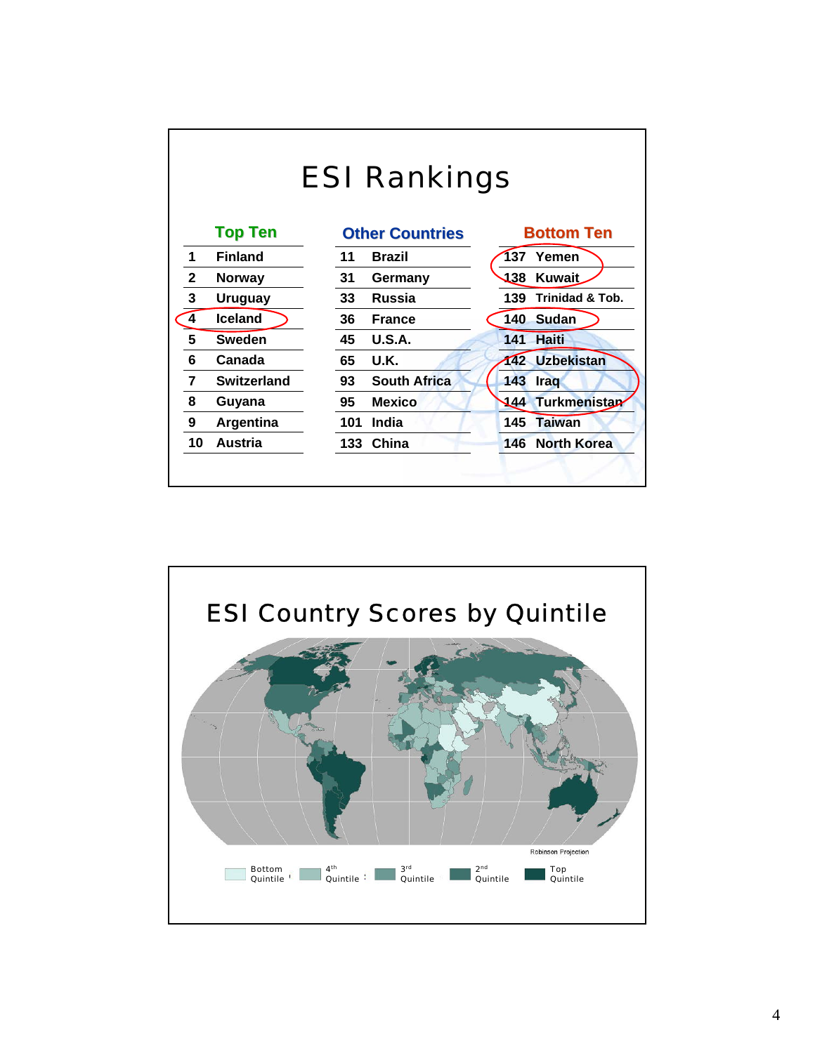# ESI Rankings

| Top Ten | | Other Countries | | Bottom Ten | |
|---|---|---|---|---|---|
| 1 | Finland | 11 | Brazil | 137 | Yemen |
| 2 | Norway | 31 | Germany | 138 | Kuwait |
| 3 | Uruguay | 33 | Russia | 139 | Trinidad & Tob. |
| 4 | Iceland | 36 | France | 140 | Sudan |
| 5 | Sweden | 45 | U.S.A. | 141 | Haiti |
| 6 | Canada | 65 | U.K. | 142 | Uzbekistan |
| 7 | Switzerland | 93 | South Africa | 143 | Iraq |
| 8 | Guyana | 95 | Mexico | 144 | Turkmenistan |
| 9 | Argentina | 101 | India | 145 | Taiwan |
| 10 | Austria | 133 | China | 146 | North Korea |

# ESI Country Scores by Quintile

Robinson Projection

Bottom Quintile | 4th Quintile | 3rd Quintile | 2nd Quintile | Top Quintile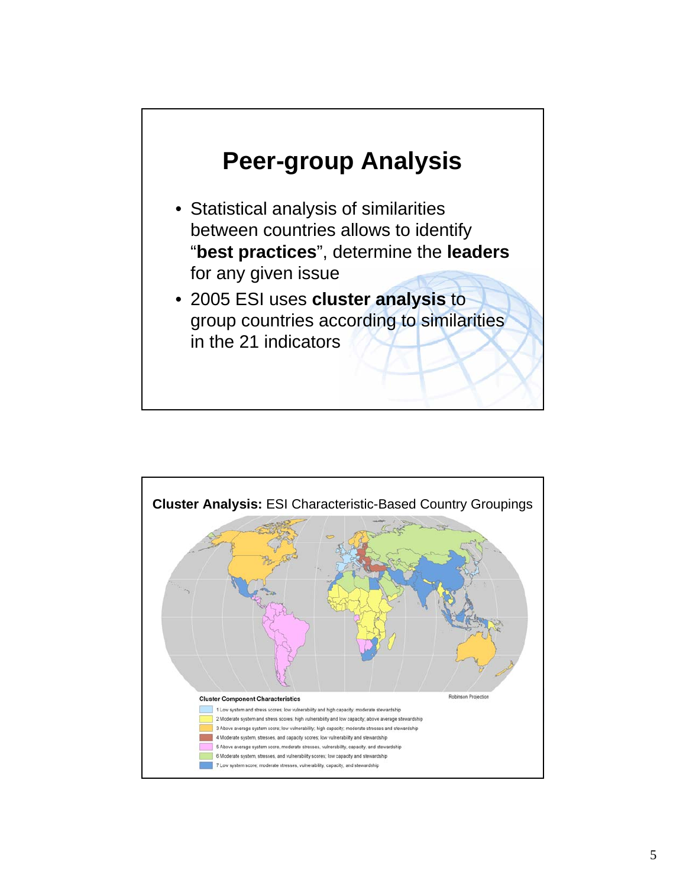# Peer-group Analysis

- Statistical analysis of similarities between countries allows to identify "**best practices**", determine the **leaders** for any given issue
- 2005 ESI uses **cluster analysis** to group countries according to similarities in the 21 indicators

**Cluster Analysis:** ESI Characteristic-Based Country Groupings

Robinson Projection

**Cluster Component Characteristics**

- 1 Low system and stress scores; low vulnerability and high capacity; moderate stewardship
- 2 Moderate system and stress scores; high vulnerability and low capacity; above average stewardship
- 3 Above average system score; low vulnerability; high capacity; moderate stresses and stewardship
- 4 Moderate system, stresses, and capacity scores; low vulnerability and stewardship
- 5 Above average system score, moderate stresses, vulnerability, capacity, and stewardship
- 6 Moderate system, stresses, and vulnerability scores; low capacity and stewardship
- 7 Low system score; moderate stresses, vulnerability, capacity, and stewardship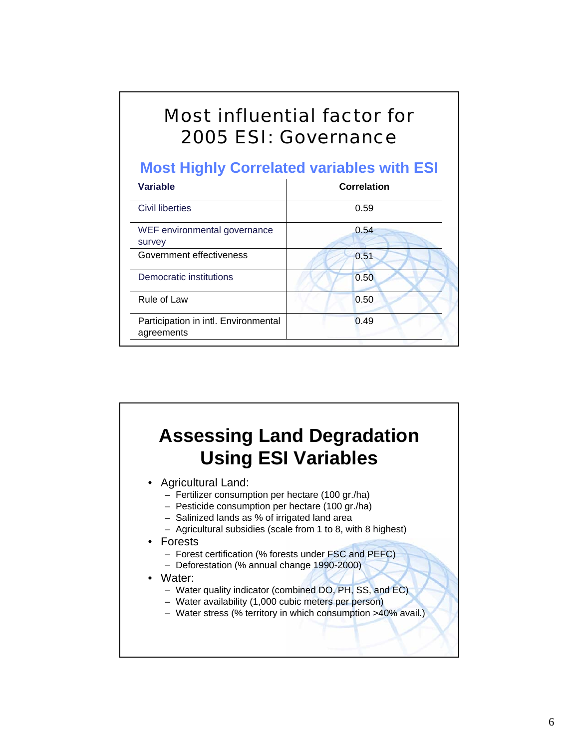# Most influential factor for 2005 ESI: Governance

## Most Highly Correlated variables with ESI

| Variable | Correlation |
|---|---|
| Civil liberties | 0.59 |
| WEF environmental governance survey | 0.54 |
| Government effectiveness | 0.51 |
| Democratic institutions | 0.50 |
| Rule of Law | 0.50 |
| Participation in intl. Environmental agreements | 0.49 |

# Assessing Land Degradation Using ESI Variables

- Agricultural Land:
  - Fertilizer consumption per hectare (100 gr./ha)
  - Pesticide consumption per hectare (100 gr./ha)
  - Salinized lands as % of irrigated land area
  - Agricultural subsidies (scale from 1 to 8, with 8 highest)
- Forests
  - Forest certification (% forests under FSC and PEFC)
  - Deforestation (% annual change 1990-2000)
- Water:
  - Water quality indicator (combined DO, PH, SS, and EC)
  - Water availability (1,000 cubic meters per person)
  - Water stress (% territory in which consumption >40% avail.)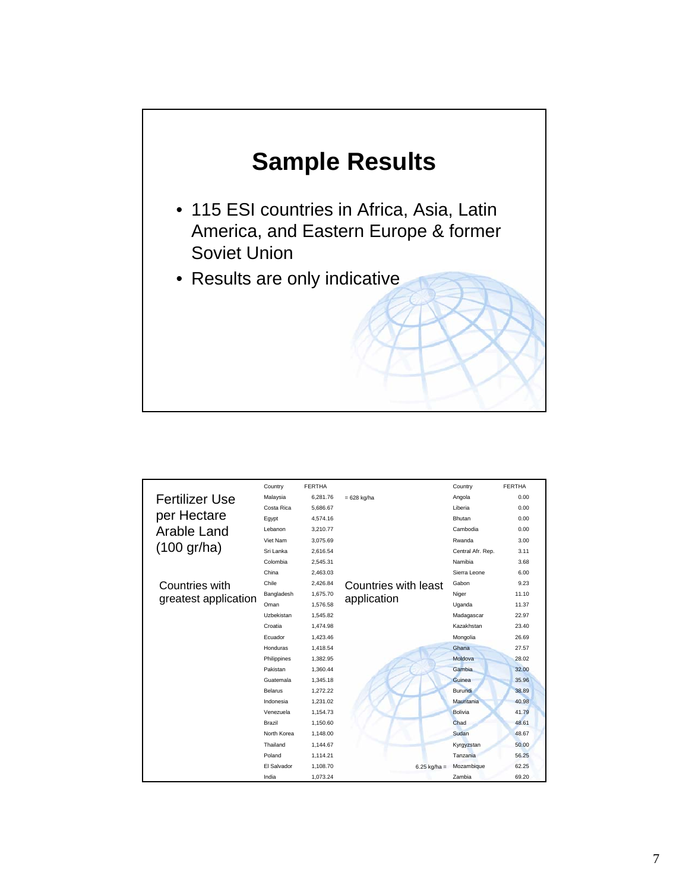# Sample Results

- 115 ESI countries in Africa, Asia, Latin America, and Eastern Europe & former Soviet Union
- Results are only indicative

**Fertilizer Use per Hectare Arable Land (100 gr/ha)**

| Countries with greatest application | | | Countries with least application | |
|---|---|---|---|---|
| Country | FERTHA | | Country | FERTHA |
| Malaysia | 6,281.76 | = 628 kg/ha | Angola | 0.00 |
| Costa Rica | 5,686.67 | | Liberia | 0.00 |
| Egypt | 4,574.16 | | Bhutan | 0.00 |
| Lebanon | 3,210.77 | | Cambodia | 0.00 |
| Viet Nam | 3,075.69 | | Rwanda | 3.00 |
| Sri Lanka | 2,616.54 | | Central Afr. Rep. | 3.11 |
| Colombia | 2,545.31 | | Namibia | 3.68 |
| China | 2,463.03 | | Sierra Leone | 6.00 |
| Chile | 2,426.84 | | Gabon | 9.23 |
| Bangladesh | 1,675.70 | | Niger | 11.10 |
| Oman | 1,576.58 | | Uganda | 11.37 |
| Uzbekistan | 1,545.82 | | Madagascar | 22.97 |
| Croatia | 1,474.98 | | Kazakhstan | 23.40 |
| Ecuador | 1,423.46 | | Mongolia | 26.69 |
| Honduras | 1,418.54 | | Ghana | 27.57 |
| Philippines | 1,382.95 | | Moldova | 28.02 |
| Pakistan | 1,360.44 | | Gambia | 32.00 |
| Guatemala | 1,345.18 | | Guinea | 35.96 |
| Belarus | 1,272.22 | | Burundi | 38.89 |
| Indonesia | 1,231.02 | | Mauritania | 40.98 |
| Venezuela | 1,154.73 | | Bolivia | 41.79 |
| Brazil | 1,150.60 | | Chad | 48.61 |
| North Korea | 1,148.00 | | Sudan | 48.67 |
| Thailand | 1,144.67 | | Kyrgyzstan | 50.00 |
| Poland | 1,114.21 | | Tanzania | 56.25 |
| El Salvador | 1,108.70 | 6.25 kg/ha = | Mozambique | 62.25 |
| India | 1,073.24 | | Zambia | 69.20 |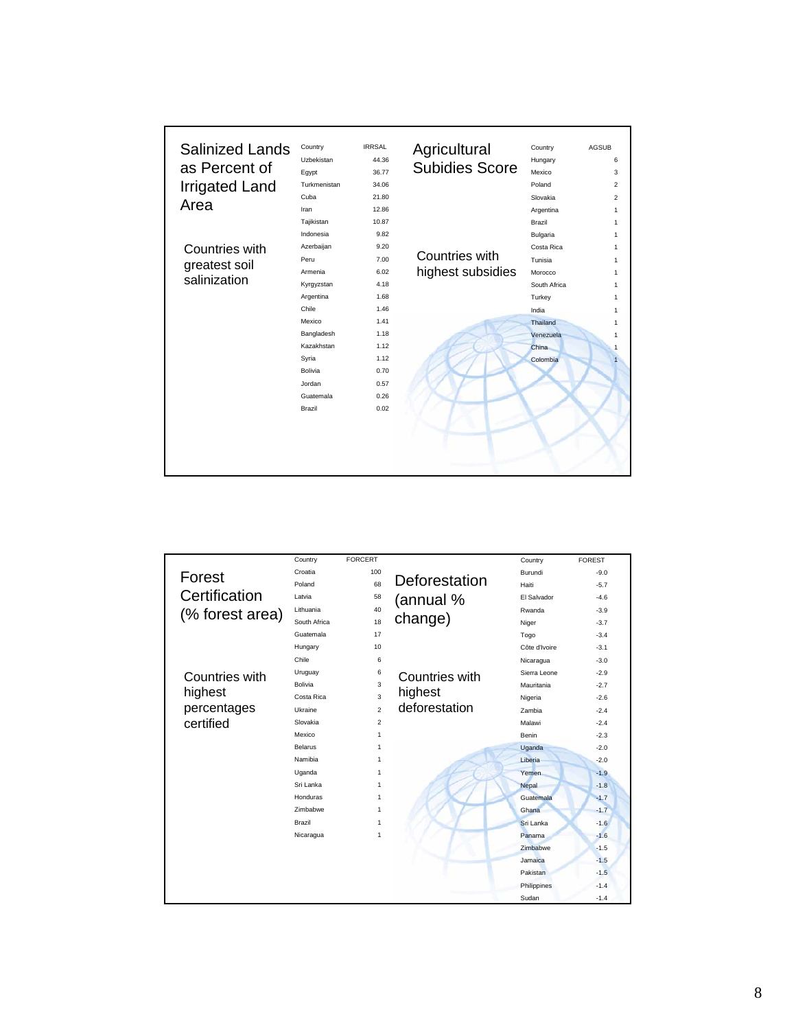## Salinized Lands as Percent of Irrigated Land Area

Countries with greatest soil salinization

| Country | IRRSAL |
|---|---|
| Uzbekistan | 44.36 |
| Egypt | 36.77 |
| Turkmenistan | 34.06 |
| Cuba | 21.80 |
| Iran | 12.86 |
| Tajikistan | 10.87 |
| Indonesia | 9.82 |
| Azerbaijan | 9.20 |
| Peru | 7.00 |
| Armenia | 6.02 |
| Kyrgyzstan | 4.18 |
| Argentina | 1.68 |
| Chile | 1.46 |
| Mexico | 1.41 |
| Bangladesh | 1.18 |
| Kazakhstan | 1.12 |
| Syria | 1.12 |
| Bolivia | 0.70 |
| Jordan | 0.57 |
| Guatemala | 0.26 |
| Brazil | 0.02 |

## Agricultural Subidies Score

Countries with highest subsidies

| Country | AGSUB |
|---|---|
| Hungary | 6 |
| Mexico | 3 |
| Poland | 2 |
| Slovakia | 2 |
| Argentina | 1 |
| Brazil | 1 |
| Bulgaria | 1 |
| Costa Rica | 1 |
| Tunisia | 1 |
| Morocco | 1 |
| South Africa | 1 |
| Turkey | 1 |
| India | 1 |
| Thailand | 1 |
| Venezuela | 1 |
| China | 1 |
| Colombia | 1 |

## Forest Certification (% forest area)

Countries with highest percentages certified

| Country | FORCERT |
|---|---|
| Croatia | 100 |
| Poland | 68 |
| Latvia | 58 |
| Lithuania | 40 |
| South Africa | 18 |
| Guatemala | 17 |
| Hungary | 10 |
| Chile | 6 |
| Uruguay | 6 |
| Bolivia | 3 |
| Costa Rica | 3 |
| Ukraine | 2 |
| Slovakia | 2 |
| Mexico | 1 |
| Belarus | 1 |
| Namibia | 1 |
| Uganda | 1 |
| Sri Lanka | 1 |
| Honduras | 1 |
| Zimbabwe | 1 |
| Brazil | 1 |
| Nicaragua | 1 |

## Deforestation (annual % change)

Countries with highest deforestation

| Country | FOREST |
|---|---|
| Burundi | -9.0 |
| Haiti | -5.7 |
| El Salvador | -4.6 |
| Rwanda | -3.9 |
| Niger | -3.7 |
| Togo | -3.4 |
| Côte d'Ivoire | -3.1 |
| Nicaragua | -3.0 |
| Sierra Leone | -2.9 |
| Mauritania | -2.7 |
| Nigeria | -2.6 |
| Zambia | -2.4 |
| Malawi | -2.4 |
| Benin | -2.3 |
| Uganda | -2.0 |
| Liberia | -2.0 |
| Yemen | -1.9 |
| Nepal | -1.8 |
| Guatemala | -1.7 |
| Ghana | -1.7 |
| Sri Lanka | -1.6 |
| Panama | -1.6 |
| Zimbabwe | -1.5 |
| Jamaica | -1.5 |
| Pakistan | -1.5 |
| Philippines | -1.4 |
| Sudan | -1.4 |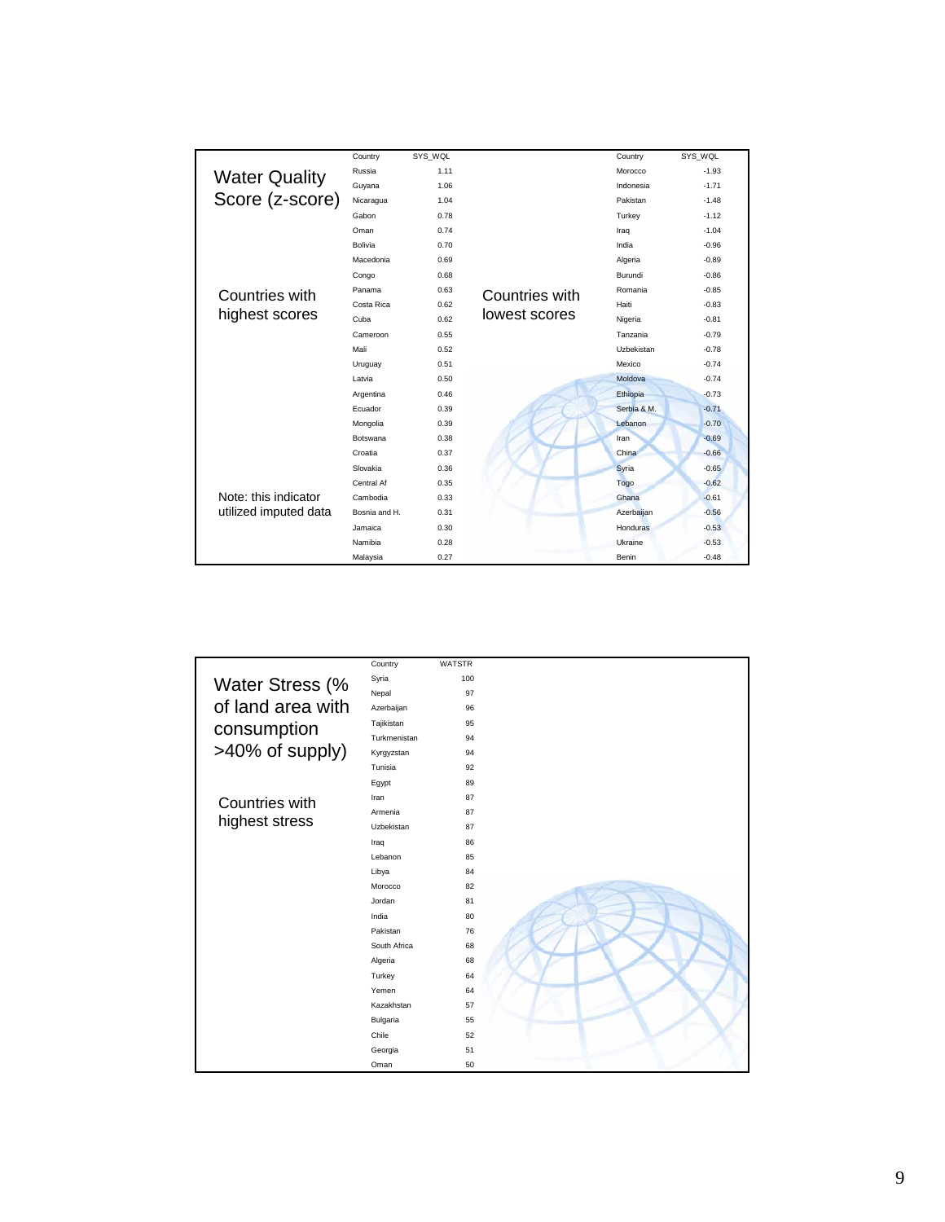## Water Quality Score (z-score)

### Countries with highest scores

| Country | SYS_WQL |
|---|---|
| Russia | 1.11 |
| Guyana | 1.06 |
| Nicaragua | 1.04 |
| Gabon | 0.78 |
| Oman | 0.74 |
| Bolivia | 0.70 |
| Macedonia | 0.69 |
| Congo | 0.68 |
| Panama | 0.63 |
| Costa Rica | 0.62 |
| Cuba | 0.62 |
| Cameroon | 0.55 |
| Mali | 0.52 |
| Uruguay | 0.51 |
| Latvia | 0.50 |
| Argentina | 0.46 |
| Ecuador | 0.39 |
| Mongolia | 0.39 |
| Botswana | 0.38 |
| Croatia | 0.37 |
| Slovakia | 0.36 |
| Central Af | 0.35 |
| Cambodia | 0.33 |
| Bosnia and H. | 0.31 |
| Jamaica | 0.30 |
| Namibia | 0.28 |
| Malaysia | 0.27 |

### Countries with lowest scores

| Country | SYS_WQL |
|---|---|
| Morocco | -1.93 |
| Indonesia | -1.71 |
| Pakistan | -1.48 |
| Turkey | -1.12 |
| Iraq | -1.04 |
| India | -0.96 |
| Algeria | -0.89 |
| Burundi | -0.86 |
| Romania | -0.85 |
| Haiti | -0.83 |
| Nigeria | -0.81 |
| Tanzania | -0.79 |
| Uzbekistan | -0.78 |
| Mexico | -0.74 |
| Moldova | -0.74 |
| Ethiopia | -0.73 |
| Serbia & M. | -0.71 |
| Lebanon | -0.70 |
| Iran | -0.69 |
| China | -0.66 |
| Syria | -0.65 |
| Togo | -0.62 |
| Ghana | -0.61 |
| Azerbaijan | -0.56 |
| Honduras | -0.53 |
| Ukraine | -0.53 |
| Benin | -0.48 |

Note: this indicator utilized imputed data

## Water Stress (% of land area with consumption >40% of supply)

### Countries with highest stress

| Country | WATSTR |
|---|---|
| Syria | 100 |
| Nepal | 97 |
| Azerbaijan | 96 |
| Tajikistan | 95 |
| Turkmenistan | 94 |
| Kyrgyzstan | 94 |
| Tunisia | 92 |
| Egypt | 89 |
| Iran | 87 |
| Armenia | 87 |
| Uzbekistan | 87 |
| Iraq | 86 |
| Lebanon | 85 |
| Libya | 84 |
| Morocco | 82 |
| Jordan | 81 |
| India | 80 |
| Pakistan | 76 |
| South Africa | 68 |
| Algeria | 68 |
| Turkey | 64 |
| Yemen | 64 |
| Kazakhstan | 57 |
| Bulgaria | 55 |
| Chile | 52 |
| Georgia | 51 |
| Oman | 50 |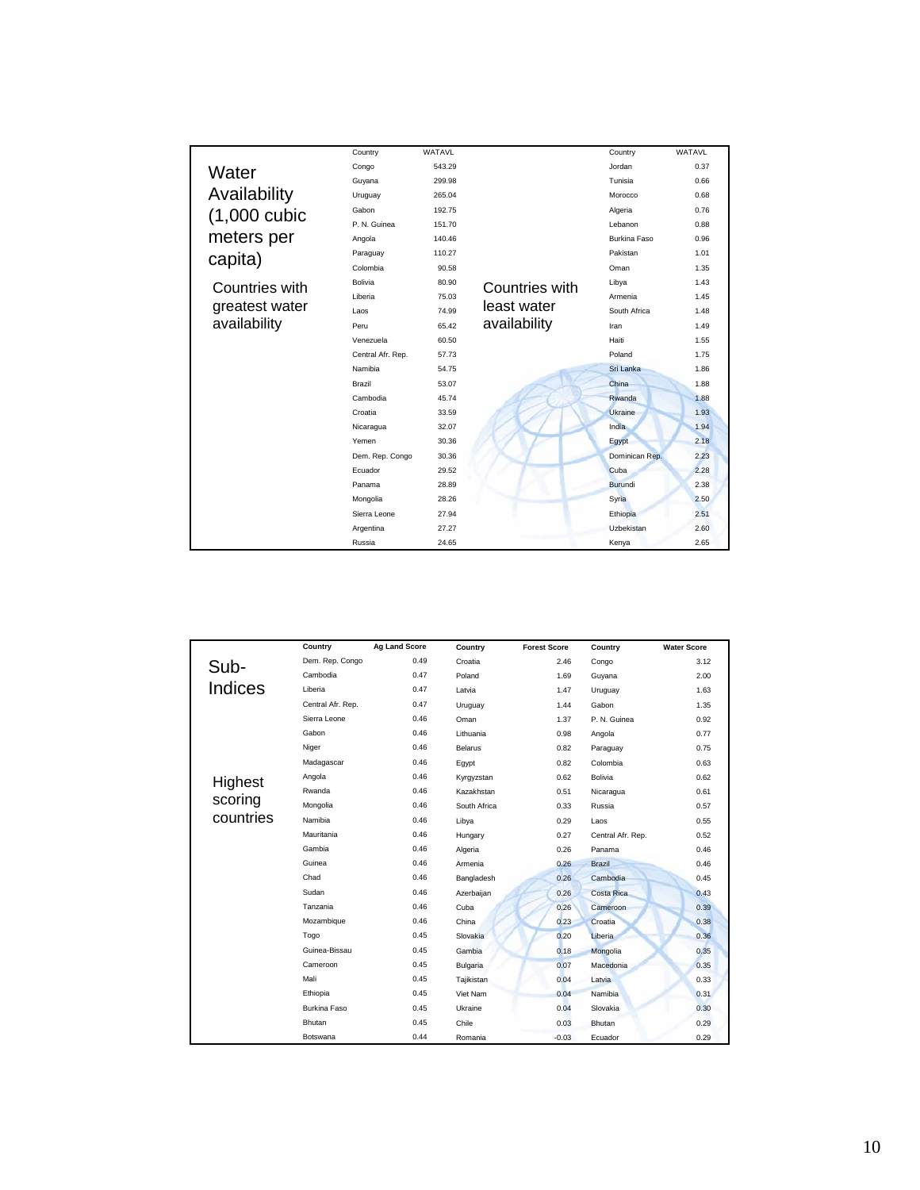## Water Availability (1,000 cubic meters per capita)

| Countries with greatest water availability | | Countries with least water availability | |
|---|---|---|---|
| Country | WATAVL | Country | WATAVL |
| Congo | 543.29 | Jordan | 0.37 |
| Guyana | 299.98 | Tunisia | 0.66 |
| Uruguay | 265.04 | Morocco | 0.68 |
| Gabon | 192.75 | Algeria | 0.76 |
| P. N. Guinea | 151.70 | Lebanon | 0.88 |
| Angola | 140.46 | Burkina Faso | 0.96 |
| Paraguay | 110.27 | Pakistan | 1.01 |
| Colombia | 90.58 | Oman | 1.35 |
| Bolivia | 80.90 | Libya | 1.43 |
| Liberia | 75.03 | Armenia | 1.45 |
| Laos | 74.99 | South Africa | 1.48 |
| Peru | 65.42 | Iran | 1.49 |
| Venezuela | 60.50 | Haiti | 1.55 |
| Central Afr. Rep. | 57.73 | Poland | 1.75 |
| Namibia | 54.75 | Sri Lanka | 1.86 |
| Brazil | 53.07 | China | 1.88 |
| Cambodia | 45.74 | Rwanda | 1.88 |
| Croatia | 33.59 | Ukraine | 1.93 |
| Nicaragua | 32.07 | India | 1.94 |
| Yemen | 30.36 | Egypt | 2.18 |
| Dem. Rep. Congo | 30.36 | Dominican Rep. | 2.23 |
| Ecuador | 29.52 | Cuba | 2.28 |
| Panama | 28.89 | Burundi | 2.38 |
| Mongolia | 28.26 | Syria | 2.50 |
| Sierra Leone | 27.94 | Ethiopia | 2.51 |
| Argentina | 27.27 | Uzbekistan | 2.60 |
| Russia | 24.65 | Kenya | 2.65 |

## Sub-Indices

Highest scoring countries

| Country | Ag Land Score | Country | Forest Score | Country | Water Score |
|---|---|---|---|---|---|
| Dem. Rep. Congo | 0.49 | Croatia | 2.46 | Congo | 3.12 |
| Cambodia | 0.47 | Poland | 1.69 | Guyana | 2.00 |
| Liberia | 0.47 | Latvia | 1.47 | Uruguay | 1.63 |
| Central Afr. Rep. | 0.47 | Uruguay | 1.44 | Gabon | 1.35 |
| Sierra Leone | 0.46 | Oman | 1.37 | P. N. Guinea | 0.92 |
| Gabon | 0.46 | Lithuania | 0.98 | Angola | 0.77 |
| Niger | 0.46 | Belarus | 0.82 | Paraguay | 0.75 |
| Madagascar | 0.46 | Egypt | 0.82 | Colombia | 0.63 |
| Angola | 0.46 | Kyrgyzstan | 0.62 | Bolivia | 0.62 |
| Rwanda | 0.46 | Kazakhstan | 0.51 | Nicaragua | 0.61 |
| Mongolia | 0.46 | South Africa | 0.33 | Russia | 0.57 |
| Namibia | 0.46 | Libya | 0.29 | Laos | 0.55 |
| Mauritania | 0.46 | Hungary | 0.27 | Central Afr. Rep. | 0.52 |
| Gambia | 0.46 | Algeria | 0.26 | Panama | 0.46 |
| Guinea | 0.46 | Armenia | 0.26 | Brazil | 0.46 |
| Chad | 0.46 | Bangladesh | 0.26 | Cambodia | 0.45 |
| Sudan | 0.46 | Azerbaijan | 0.26 | Costa Rica | 0.43 |
| Tanzania | 0.46 | Cuba | 0.26 | Cameroon | 0.39 |
| Mozambique | 0.46 | China | 0.23 | Croatia | 0.38 |
| Togo | 0.45 | Slovakia | 0.20 | Liberia | 0.36 |
| Guinea-Bissau | 0.45 | Gambia | 0.18 | Mongolia | 0.35 |
| Cameroon | 0.45 | Bulgaria | 0.07 | Macedonia | 0.35 |
| Mali | 0.45 | Tajikistan | 0.04 | Latvia | 0.33 |
| Ethiopia | 0.45 | Viet Nam | 0.04 | Namibia | 0.31 |
| Burkina Faso | 0.45 | Ukraine | 0.04 | Slovakia | 0.30 |
| Bhutan | 0.45 | Chile | 0.03 | Bhutan | 0.29 |
| Botswana | 0.44 | Romania | -0.03 | Ecuador | 0.29 |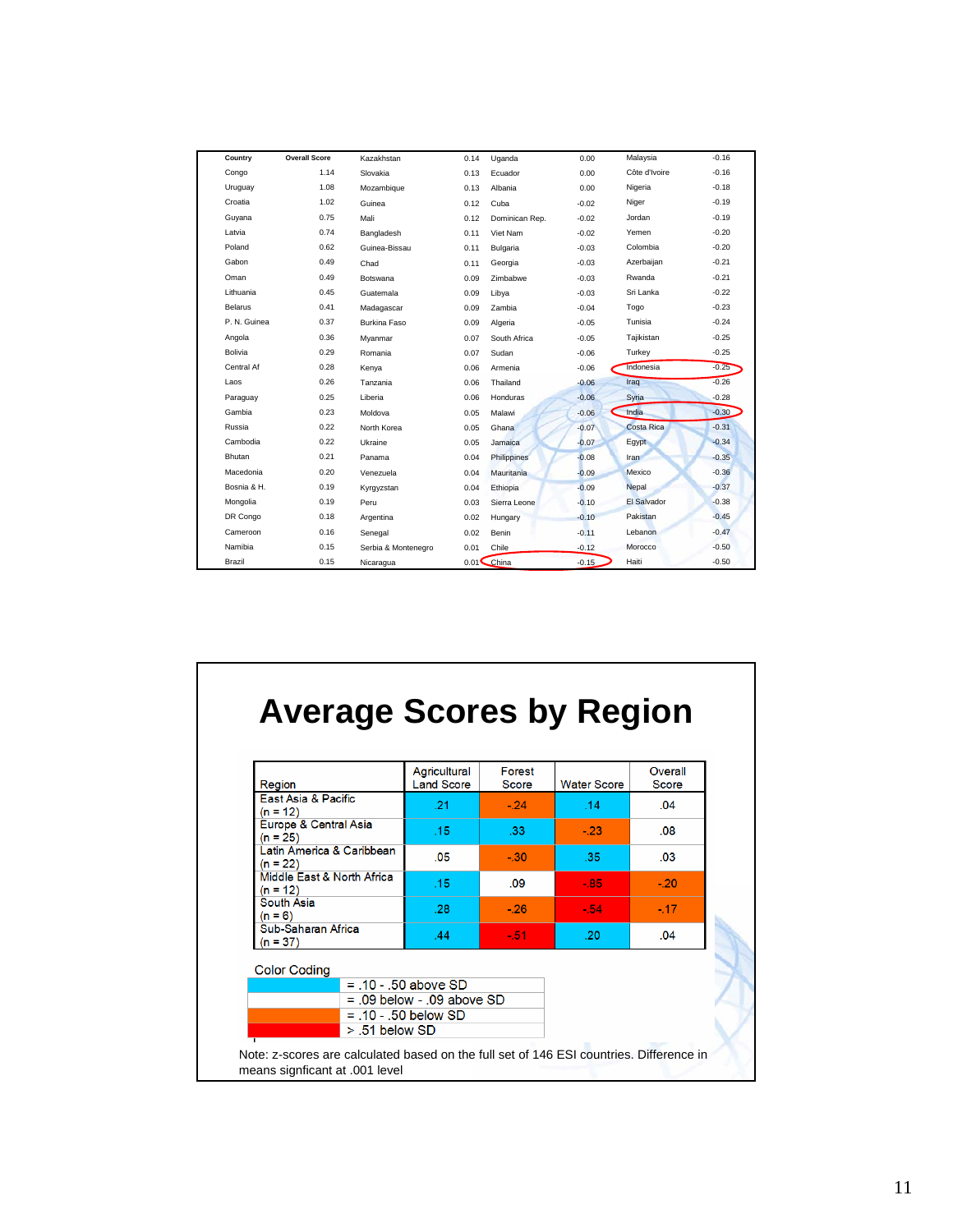| Country | Overall Score | Country | Overall Score | Country | Overall Score | Country | Overall Score |
|---|---|---|---|---|---|---|---|
| Congo | 1.14 | Kazakhstan | 0.14 | Uganda | 0.00 | Malaysia | -0.16 |
| Uruguay | 1.08 | Slovakia | 0.13 | Ecuador | 0.00 | Côte d'Ivoire | -0.16 |
| Croatia | 1.02 | Mozambique | 0.13 | Albania | 0.00 | Nigeria | -0.18 |
| Guyana | 0.75 | Guinea | 0.12 | Cuba | -0.02 | Niger | -0.19 |
| Latvia | 0.74 | Mali | 0.12 | Dominican Rep. | -0.02 | Jordan | -0.19 |
| Poland | 0.62 | Bangladesh | 0.11 | Viet Nam | -0.02 | Yemen | -0.20 |
| Gabon | 0.49 | Guinea-Bissau | 0.11 | Bulgaria | -0.03 | Colombia | -0.20 |
| Oman | 0.49 | Chad | 0.11 | Georgia | -0.03 | Azerbaijan | -0.21 |
| Lithuania | 0.45 | Botswana | 0.09 | Zimbabwe | -0.03 | Rwanda | -0.21 |
| Belarus | 0.41 | Guatemala | 0.09 | Libya | -0.03 | Sri Lanka | -0.22 |
| P. N. Guinea | 0.37 | Madagascar | 0.09 | Zambia | -0.04 | Togo | -0.23 |
| Angola | 0.36 | Burkina Faso | 0.09 | Algeria | -0.05 | Tunisia | -0.24 |
| Bolivia | 0.29 | Myanmar | 0.07 | South Africa | -0.05 | Tajikistan | -0.25 |
| Central Af | 0.28 | Romania | 0.07 | Sudan | -0.06 | Turkey | -0.25 |
| Laos | 0.26 | Kenya | 0.06 | Armenia | -0.06 | Indonesia | -0.25 |
| Paraguay | 0.25 | Tanzania | 0.06 | Thailand | -0.06 | Iraq | -0.26 |
| Gambia | 0.23 | Liberia | 0.06 | Honduras | -0.06 | Syria | -0.28 |
| Russia | 0.22 | Moldova | 0.05 | Malawi | -0.06 | India | -0.30 |
| Cambodia | 0.22 | North Korea | 0.05 | Ghana | -0.07 | Costa Rica | -0.31 |
| Bhutan | 0.21 | Ukraine | 0.05 | Jamaica | -0.07 | Egypt | -0.34 |
| Macedonia | 0.20 | Panama | 0.04 | Philippines | -0.08 | Iran | -0.35 |
| Bosnia & H. | 0.19 | Venezuela | 0.04 | Mauritania | -0.09 | Mexico | -0.36 |
| Mongolia | 0.19 | Kyrgyzstan | 0.04 | Ethiopia | -0.09 | Nepal | -0.37 |
| DR Congo | 0.18 | Peru | 0.03 | Sierra Leone | -0.10 | El Salvador | -0.38 |
| Cameroon | 0.16 | Argentina | 0.02 | Hungary | -0.10 | Pakistan | -0.45 |
| Namibia | 0.15 | Senegal | 0.02 | Benin | -0.11 | Lebanon | -0.47 |
| Brazil | 0.15 | Serbia & Montenegro | 0.01 | Chile | -0.12 | Morocco | -0.50 |
| | | Nicaragua | 0.01 | China | -0.15 | Haiti | -0.50 |

# Average Scores by Region

| Region | Agricultural Land Score | Forest Score | Water Score | Overall Score |
|---|---|---|---|---|
| East Asia & Pacific (n = 12) | .21 | -.24 | .14 | .04 |
| Europe & Central Asia (n = 25) | .15 | .33 | -.23 | .08 |
| Latin America & Caribbean (n = 22) | .05 | -.30 | .35 | .03 |
| Middle East & North Africa (n = 12) | .15 | .09 | -.85 | -.20 |
| South Asia (n = 6) | .28 | -.26 | -.54 | -.17 |
| Sub-Saharan Africa (n = 37) | .44 | -.51 | .20 | .04 |

Color Coding

| Color | Meaning |
|---|---|
| Blue | = .10 - .50 above SD |
| White | = .09 below - .09 above SD |
| Orange | = .10 - .50 below SD |
| Red | > .51 below SD |

Note: z-scores are calculated based on the full set of 146 ESI countries. Difference in means signficant at .001 level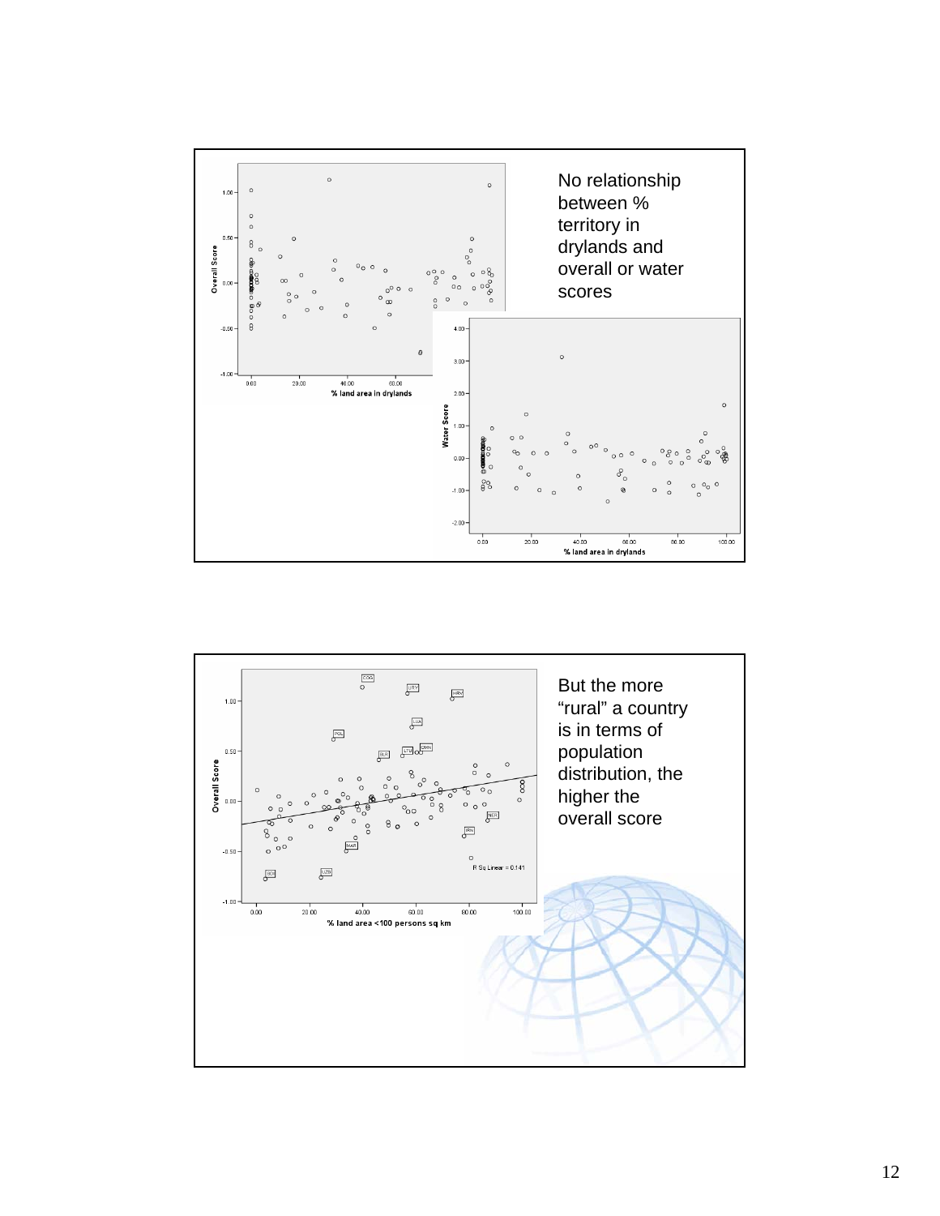No relationship between % territory in drylands and overall or water scores

But the more "rural" a country is in terms of population distribution, the higher the overall score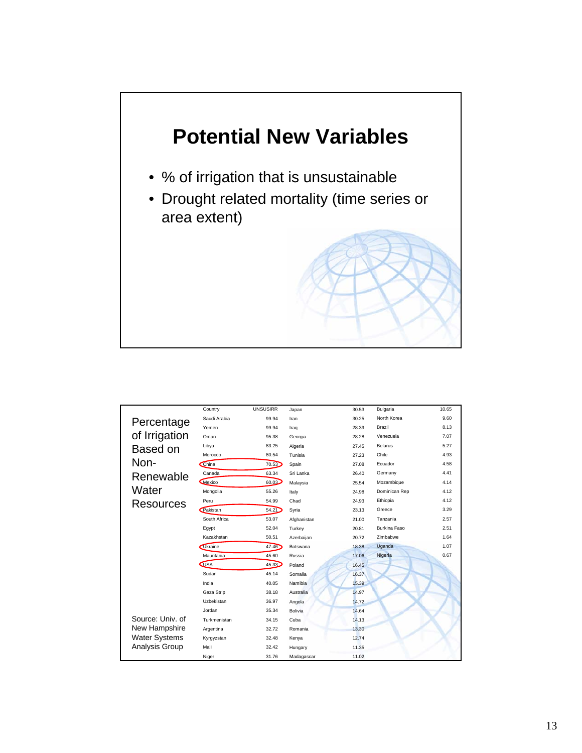## Potential New Variables

- % of irrigation that is unsustainable
- Drought related mortality (time series or area extent)

**Percentage of Irrigation Based on Non-Renewable Water Resources**

| Country | UNSUSIRR | Country | UNSUSIRR | Country | UNSUSIRR |
|---|---|---|---|---|---|
| Saudi Arabia | 99.94 | Japan | 30.53 | Bulgaria | 10.65 |
| Yemen | 99.94 | Iran | 30.25 | North Korea | 9.60 |
| Oman | 95.38 | Iraq | 28.39 | Brazil | 8.13 |
| Libya | 83.25 | Georgia | 28.28 | Venezuela | 7.07 |
| Morocco | 80.54 | Algeria | 27.45 | Belarus | 5.27 |
| China | 70.53 | Tunisia | 27.23 | Chile | 4.93 |
| Canada | 63.34 | Spain | 27.08 | Ecuador | 4.58 |
| Mexico | 60.03 | Sri Lanka | 26.40 | Germany | 4.41 |
| Mongolia | 55.26 | Malaysia | 25.54 | Mozambique | 4.14 |
| Peru | 54.99 | Italy | 24.98 | Dominican Rep | 4.12 |
| Pakistan | 54.21 | Chad | 24.93 | Ethiopia | 4.12 |
| South Africa | 53.07 | Syria | 23.13 | Greece | 3.29 |
| Egypt | 52.04 | Afghanistan | 21.00 | Tanzania | 2.57 |
| Kazakhstan | 50.51 | Turkey | 20.81 | Burkina Faso | 2.51 |
| Ukraine | 47.46 | Azerbaijan | 20.72 | Zimbabwe | 1.64 |
| Mauritania | 45.60 | Botswana | 18.38 | Uganda | 1.07 |
| USA | 45.33 | Russia | 17.06 | Nigeria | 0.67 |
| Sudan | 45.14 | Poland | 16.45 | | |
| India | 40.05 | Somalia | 16.37 | | |
| Gaza Strip | 38.18 | Namibia | 15.39 | | |
| Uzbekistan | 36.97 | Australia | 14.97 | | |
| Jordan | 35.34 | Angola | 14.72 | | |
| Turkmenistan | 34.15 | Bolivia | 14.64 | | |
| Argentina | 32.72 | Cuba | 14.13 | | |
| Kyrgyzstan | 32.48 | Romania | 13.30 | | |
| Mali | 32.42 | Kenya | 12.74 | | |
| Niger | 31.76 | Hungary | 11.35 | | |
| | | Madagascar | 11.02 | | |

Source: Univ. of New Hampshire Water Systems Analysis Group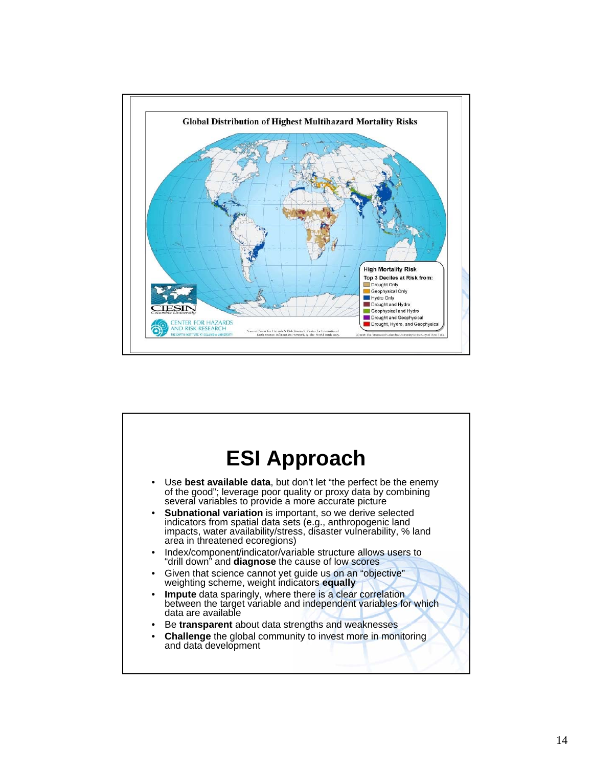Global Distribution of Highest Multihazard Mortality Risks

High Mortality Risk

Top 3 Deciles at Risk from:

- Drought Only
- Geophysical Only
- Hydro Only
- Drought and Hydro
- Geophysical and Hydro
- Drought and Geophysical
- Drought, Hydro, and Geophysical

CIESIN Columbia University

CENTER FOR HAZARDS AND RISK RESEARCH THE EARTH INSTITUTE AT COLUMBIA UNIVERSITY

Source: Center for Hazards & Risk Research, Center for International Earth Science Information Network, & The World Bank 2005.

(c) 2005 The Trustees of Columbia University in the City of New York

# ESI Approach

- Use **best available data**, but don't let "the perfect be the enemy of the good"; leverage poor quality or proxy data by combining several variables to provide a more accurate picture
- **Subnational variation** is important, so we derive selected indicators from spatial data sets (e.g., anthropogenic land impacts, water availability/stress, disaster vulnerability, % land area in threatened ecoregions)
- Index/component/indicator/variable structure allows users to "drill down" and **diagnose** the cause of low scores
- Given that science cannot yet guide us on an "objective" weighting scheme, weight indicators **equally**
- **Impute** data sparingly, where there is a clear correlation between the target variable and independent variables for which data are available
- Be **transparent** about data strengths and weaknesses
- **Challenge** the global community to invest more in monitoring and data development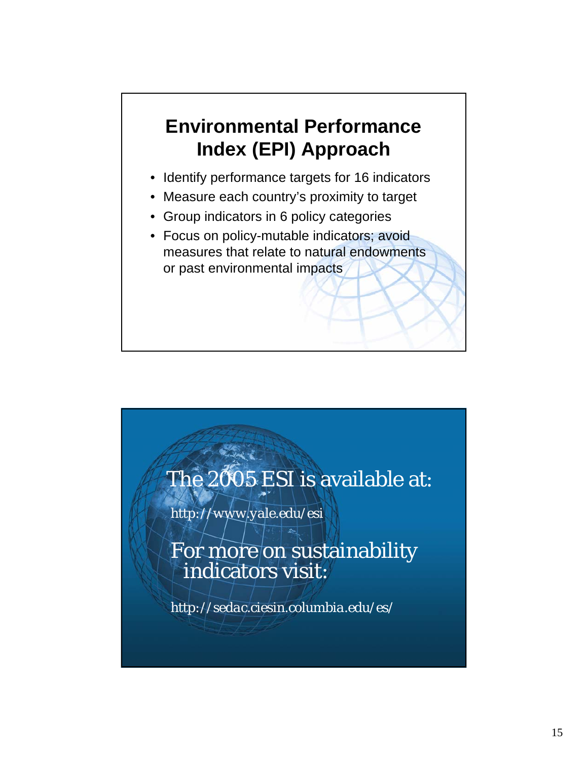## Environmental Performance Index (EPI) Approach

- Identify performance targets for 16 indicators
- Measure each country's proximity to target
- Group indicators in 6 policy categories
- Focus on policy-mutable indicators; avoid measures that relate to natural endowments or past environmental impacts

The 2005 ESI is available at:

http://www.yale.edu/esi

For more on sustainability indicators visit:

http://sedac.ciesin.columbia.edu/es/